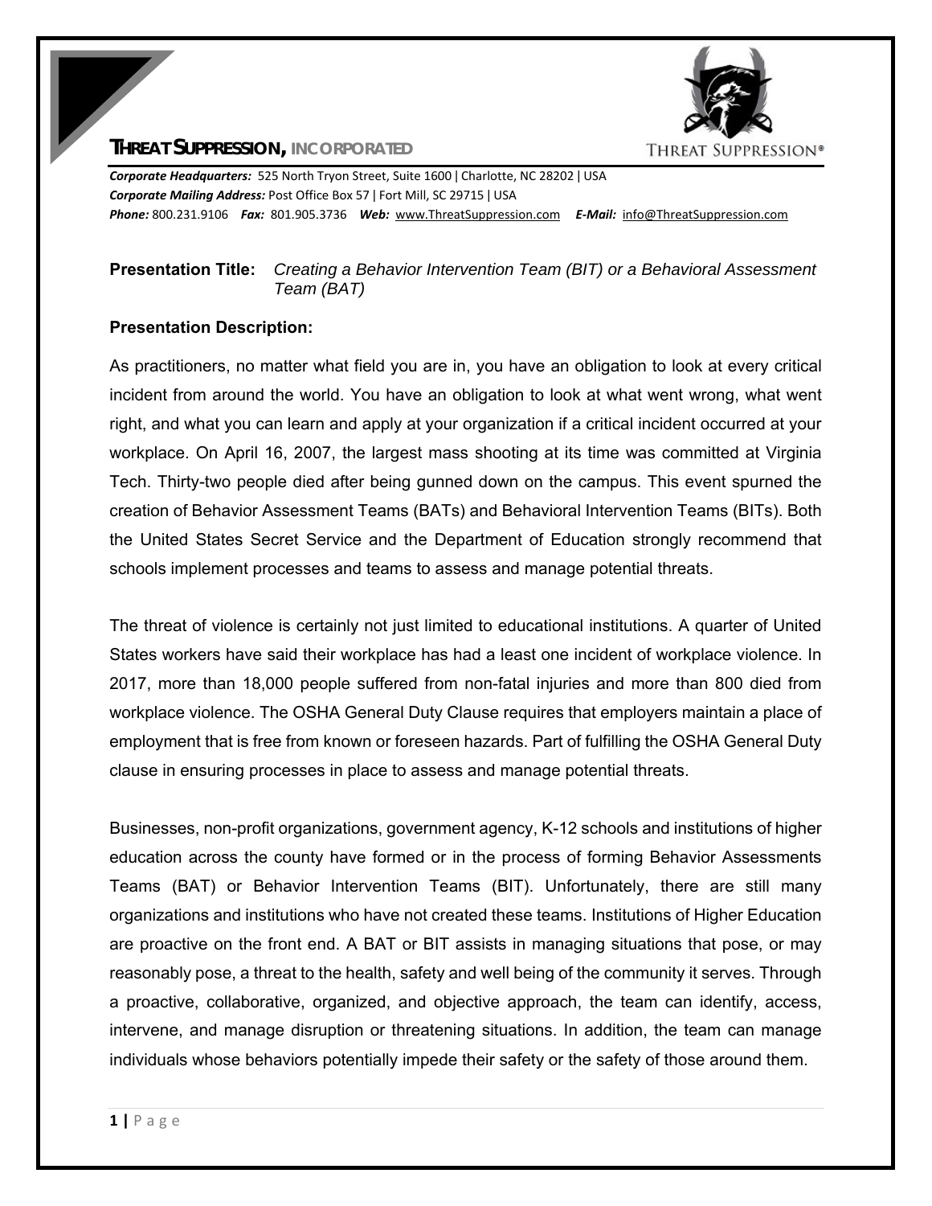# THREAT SUPPRESSION, INCORPORATED

***Corporate Headquarters:*** 525 North Tryon Street, Suite 1600 | Charlotte, NC 28202 | USA
***Corporate Mailing Address:*** Post Office Box 57 | Fort Mill, SC 29715 | USA
***Phone:*** 800.231.9106 ***Fax:*** 801.905.3736 ***Web:*** www.ThreatSuppression.com ***E-Mail:*** info@ThreatSuppression.com

**Presentation Title:** *Creating a Behavior Intervention Team (BIT) or a Behavioral Assessment Team (BAT)*

**Presentation Description:**

As practitioners, no matter what field you are in, you have an obligation to look at every critical incident from around the world. You have an obligation to look at what went wrong, what went right, and what you can learn and apply at your organization if a critical incident occurred at your workplace. On April 16, 2007, the largest mass shooting at its time was committed at Virginia Tech. Thirty-two people died after being gunned down on the campus. This event spurned the creation of Behavior Assessment Teams (BATs) and Behavioral Intervention Teams (BITs). Both the United States Secret Service and the Department of Education strongly recommend that schools implement processes and teams to assess and manage potential threats.

The threat of violence is certainly not just limited to educational institutions. A quarter of United States workers have said their workplace has had a least one incident of workplace violence. In 2017, more than 18,000 people suffered from non-fatal injuries and more than 800 died from workplace violence. The OSHA General Duty Clause requires that employers maintain a place of employment that is free from known or foreseen hazards. Part of fulfilling the OSHA General Duty clause in ensuring processes in place to assess and manage potential threats.

Businesses, non-profit organizations, government agency, K-12 schools and institutions of higher education across the county have formed or in the process of forming Behavior Assessments Teams (BAT) or Behavior Intervention Teams (BIT). Unfortunately, there are still many organizations and institutions who have not created these teams. Institutions of Higher Education are proactive on the front end. A BAT or BIT assists in managing situations that pose, or may reasonably pose, a threat to the health, safety and well being of the community it serves. Through a proactive, collaborative, organized, and objective approach, the team can identify, access, intervene, and manage disruption or threatening situations. In addition, the team can manage individuals whose behaviors potentially impede their safety or the safety of those around them.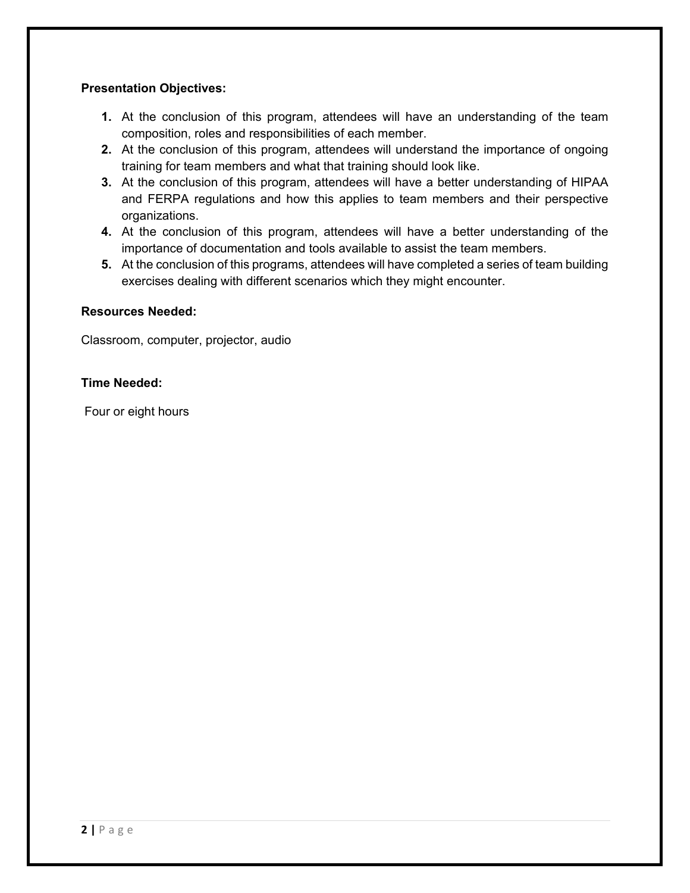**Presentation Objectives:**

1. At the conclusion of this program, attendees will have an understanding of the team composition, roles and responsibilities of each member.
2. At the conclusion of this program, attendees will understand the importance of ongoing training for team members and what that training should look like.
3. At the conclusion of this program, attendees will have a better understanding of HIPAA and FERPA regulations and how this applies to team members and their perspective organizations.
4. At the conclusion of this program, attendees will have a better understanding of the importance of documentation and tools available to assist the team members.
5. At the conclusion of this programs, attendees will have completed a series of team building exercises dealing with different scenarios which they might encounter.

**Resources Needed:**

Classroom, computer, projector, audio

**Time Needed:**

Four or eight hours